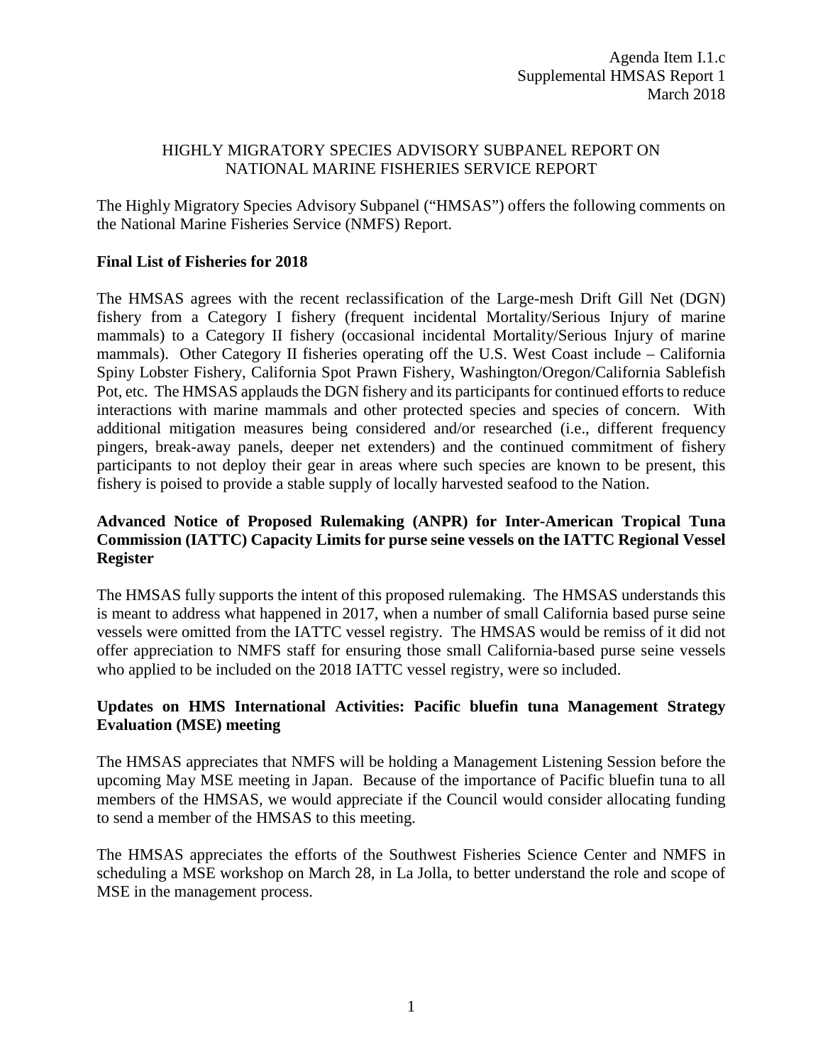Agenda Item I.1.c
Supplemental HMSAS Report 1
March 2018

# HIGHLY MIGRATORY SPECIES ADVISORY SUBPANEL REPORT ON NATIONAL MARINE FISHERIES SERVICE REPORT

The Highly Migratory Species Advisory Subpanel ("HMSAS") offers the following comments on the National Marine Fisheries Service (NMFS) Report.

**Final List of Fisheries for 2018**

The HMSAS agrees with the recent reclassification of the Large-mesh Drift Gill Net (DGN) fishery from a Category I fishery (frequent incidental Mortality/Serious Injury of marine mammals) to a Category II fishery (occasional incidental Mortality/Serious Injury of marine mammals). Other Category II fisheries operating off the U.S. West Coast include – California Spiny Lobster Fishery, California Spot Prawn Fishery, Washington/Oregon/California Sablefish Pot, etc. The HMSAS applauds the DGN fishery and its participants for continued efforts to reduce interactions with marine mammals and other protected species and species of concern. With additional mitigation measures being considered and/or researched (i.e., different frequency pingers, break-away panels, deeper net extenders) and the continued commitment of fishery participants to not deploy their gear in areas where such species are known to be present, this fishery is poised to provide a stable supply of locally harvested seafood to the Nation.

**Advanced Notice of Proposed Rulemaking (ANPR) for Inter-American Tropical Tuna Commission (IATTC) Capacity Limits for purse seine vessels on the IATTC Regional Vessel Register**

The HMSAS fully supports the intent of this proposed rulemaking. The HMSAS understands this is meant to address what happened in 2017, when a number of small California based purse seine vessels were omitted from the IATTC vessel registry. The HMSAS would be remiss of it did not offer appreciation to NMFS staff for ensuring those small California-based purse seine vessels who applied to be included on the 2018 IATTC vessel registry, were so included.

**Updates on HMS International Activities: Pacific bluefin tuna Management Strategy Evaluation (MSE) meeting**

The HMSAS appreciates that NMFS will be holding a Management Listening Session before the upcoming May MSE meeting in Japan. Because of the importance of Pacific bluefin tuna to all members of the HMSAS, we would appreciate if the Council would consider allocating funding to send a member of the HMSAS to this meeting.

The HMSAS appreciates the efforts of the Southwest Fisheries Science Center and NMFS in scheduling a MSE workshop on March 28, in La Jolla, to better understand the role and scope of MSE in the management process.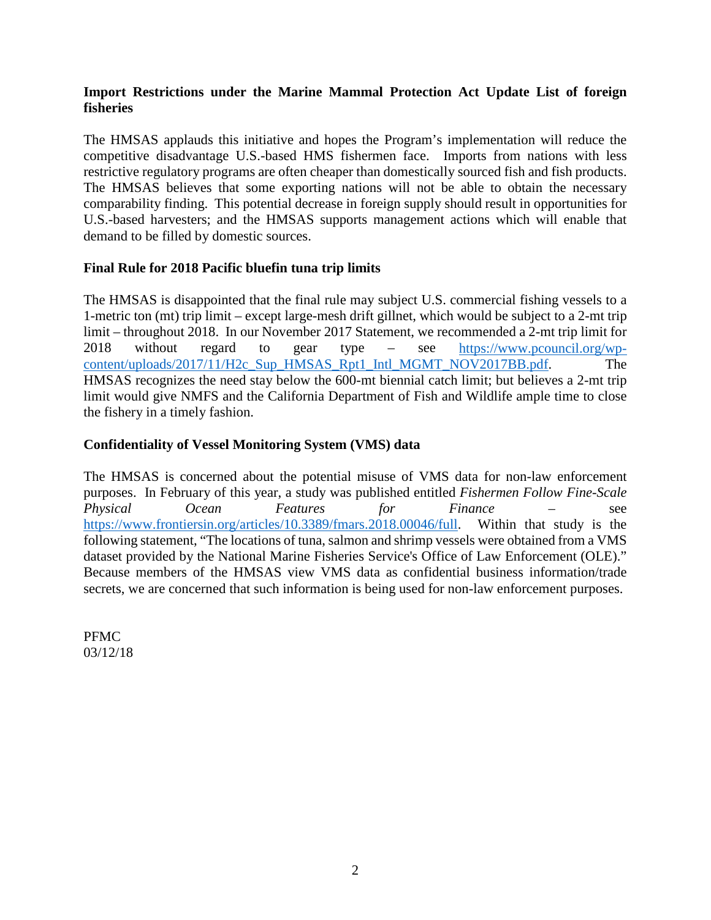**Import Restrictions under the Marine Mammal Protection Act Update List of foreign fisheries**

The HMSAS applauds this initiative and hopes the Program's implementation will reduce the competitive disadvantage U.S.-based HMS fishermen face. Imports from nations with less restrictive regulatory programs are often cheaper than domestically sourced fish and fish products. The HMSAS believes that some exporting nations will not be able to obtain the necessary comparability finding. This potential decrease in foreign supply should result in opportunities for U.S.-based harvesters; and the HMSAS supports management actions which will enable that demand to be filled by domestic sources.

**Final Rule for 2018 Pacific bluefin tuna trip limits**

The HMSAS is disappointed that the final rule may subject U.S. commercial fishing vessels to a 1-metric ton (mt) trip limit – except large-mesh drift gillnet, which would be subject to a 2-mt trip limit – throughout 2018. In our November 2017 Statement, we recommended a 2-mt trip limit for 2018 without regard to gear type – see https://www.pcouncil.org/wp-content/uploads/2017/11/H2c_Sup_HMSAS_Rpt1_Intl_MGMT_NOV2017BB.pdf. The HMSAS recognizes the need stay below the 600-mt biennial catch limit; but believes a 2-mt trip limit would give NMFS and the California Department of Fish and Wildlife ample time to close the fishery in a timely fashion.

**Confidentiality of Vessel Monitoring System (VMS) data**

The HMSAS is concerned about the potential misuse of VMS data for non-law enforcement purposes. In February of this year, a study was published entitled *Fishermen Follow Fine-Scale Physical Ocean Features for Finance* – see https://www.frontiersin.org/articles/10.3389/fmars.2018.00046/full. Within that study is the following statement, "The locations of tuna, salmon and shrimp vessels were obtained from a VMS dataset provided by the National Marine Fisheries Service's Office of Law Enforcement (OLE)." Because members of the HMSAS view VMS data as confidential business information/trade secrets, we are concerned that such information is being used for non-law enforcement purposes.

PFMC
03/12/18